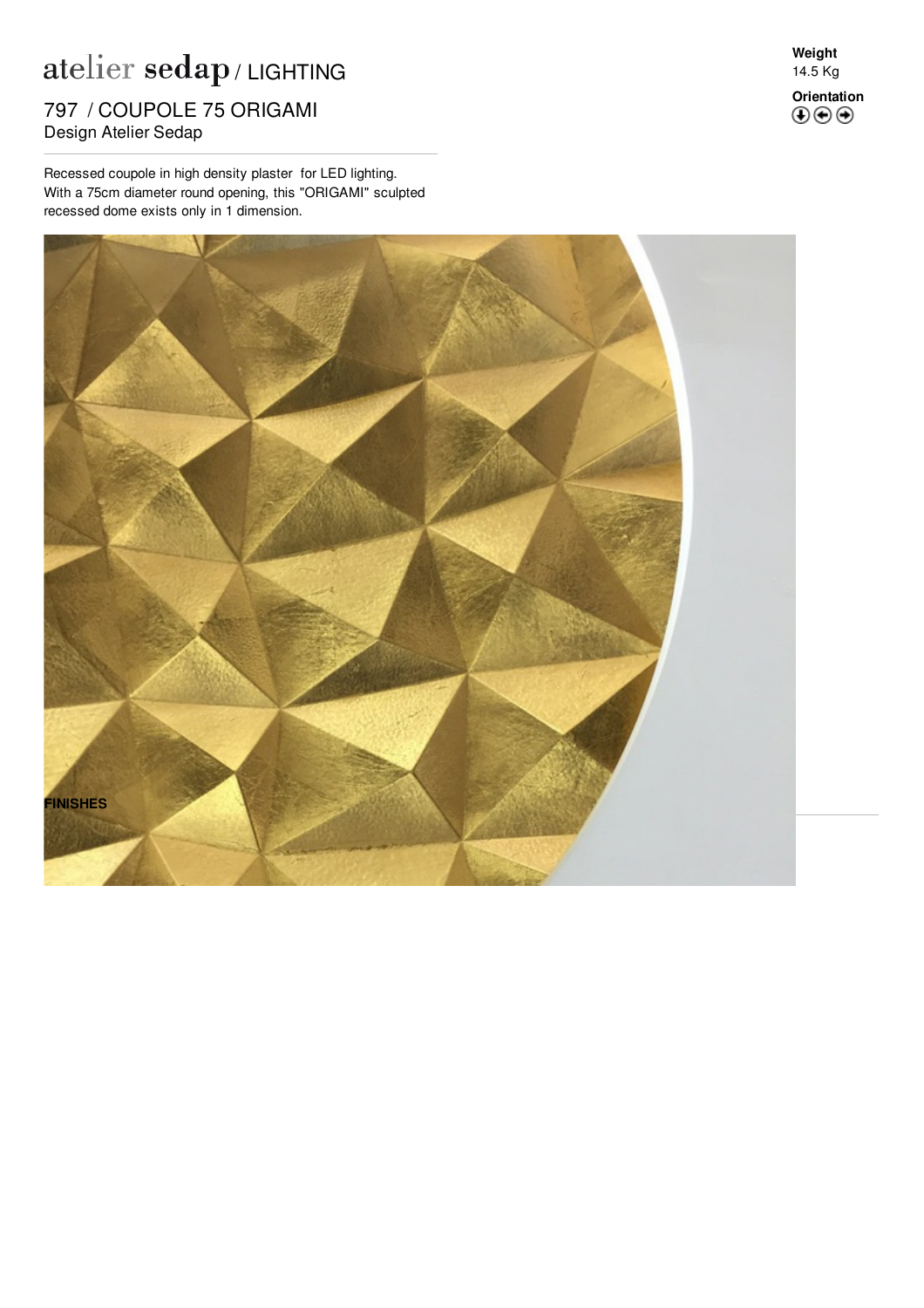# atelier sedap / LIGHTING

## 797 / COUPOLE 75 ORIGAMI

Design Atelier Sedap

**Weight**
14.5 Kg

**Orientation**

Recessed coupole in high density plaster for LED lighting.
With a 75cm diameter round opening, this "ORIGAMI" sculpted recessed dome exists only in 1 dimension.

**FINISHES**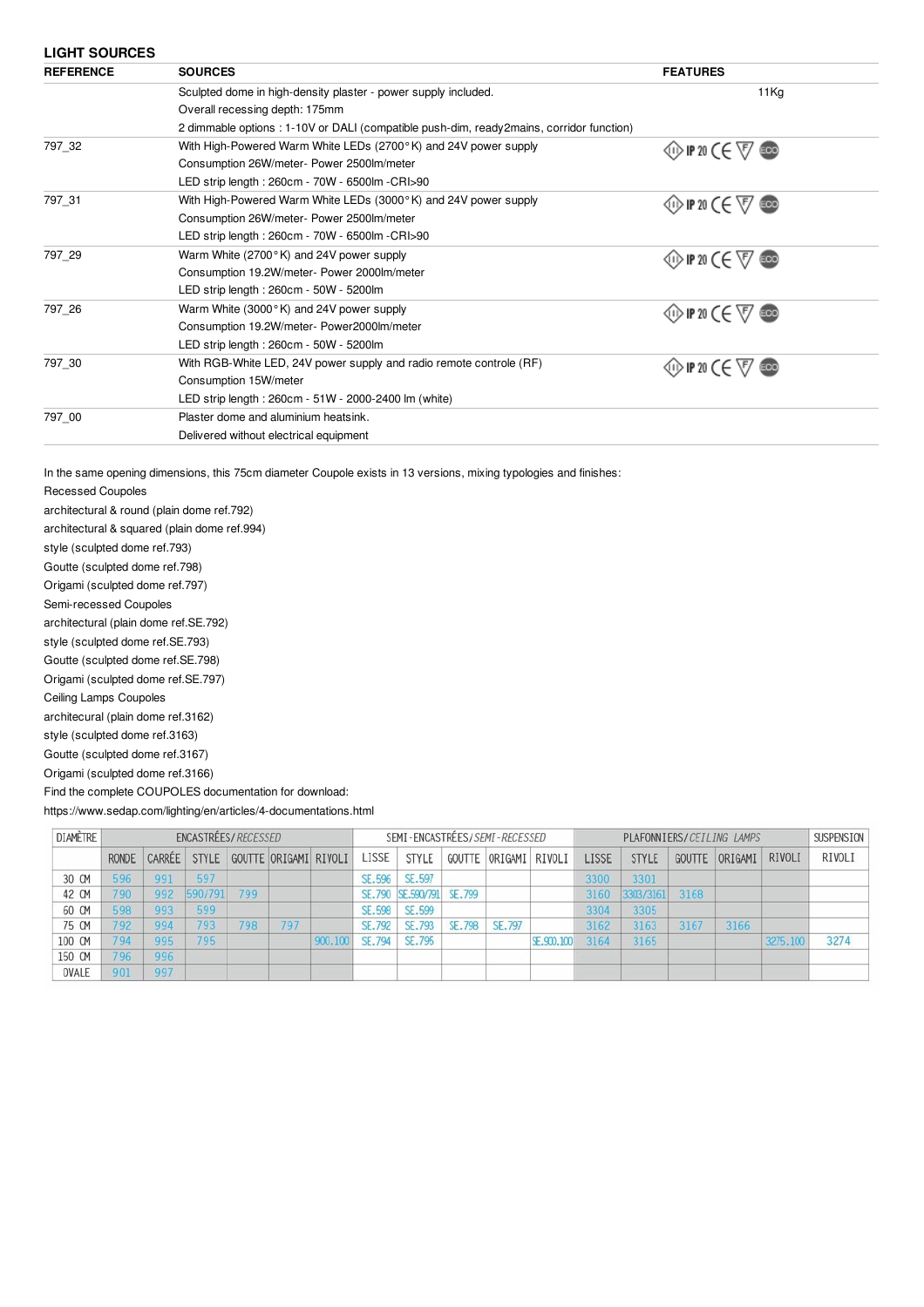## LIGHT SOURCES

| REFERENCE | SOURCES | FEATURES |
|---|---|---|
| | Sculpted dome in high-density plaster - power supply included.<br>Overall recessing depth: 175mm<br>2 dimmable options : 1-10V or DALI (compatible push-dim, ready2mains, corridor function) | 11Kg |
| 797_32 | With High-Powered Warm White LEDs (2700° K) and 24V power supply<br>Consumption 26W/meter- Power 2500lm/meter<br>LED strip length : 260cm - 70W - 6500lm -CRI>90 | IP 20 CE |
| 797_31 | With High-Powered Warm White LEDs (3000° K) and 24V power supply<br>Consumption 26W/meter- Power 2500lm/meter<br>LED strip length : 260cm - 70W - 6500lm -CRI>90 | IP 20 CE |
| 797_29 | Warm White (2700° K) and 24V power supply<br>Consumption 19.2W/meter- Power 2000lm/meter<br>LED strip length : 260cm - 50W - 5200lm | IP 20 CE |
| 797_26 | Warm White (3000° K) and 24V power supply<br>Consumption 19.2W/meter- Power2000lm/meter<br>LED strip length : 260cm - 50W - 5200lm | IP 20 CE |
| 797_30 | With RGB-White LED, 24V power supply and radio remote controle (RF)<br>Consumption 15W/meter<br>LED strip length : 260cm - 51W - 2000-2400 lm (white) | IP 20 CE |
| 797_00 | Plaster dome and aluminium heatsink.<br>Delivered without electrical equipment | |

In the same opening dimensions, this 75cm diameter Coupole exists in 13 versions, mixing typologies and finishes:

Recessed Coupoles

architectural & round (plain dome ref.792)

architectural & squared (plain dome ref.994)

style (sculpted dome ref.793)

Goutte (sculpted dome ref.798)

Origami (sculpted dome ref.797)

Semi-recessed Coupoles

architectural (plain dome ref.SE.792)

style (sculpted dome ref.SE.793)

Goutte (sculpted dome ref.SE.798)

Origami (sculpted dome ref.SE.797)

Ceiling Lamps Coupoles

architecural (plain dome ref.3162)

style (sculpted dome ref.3163)

Goutte (sculpted dome ref.3167)

Origami (sculpted dome ref.3166)

Find the complete COUPOLES documentation for download:

https://www.sedap.com/lighting/en/articles/4-documentations.html

| DIAMÈTRE | ENCASTRÉES/*RECESSED* | | | | | | SEMI-ENCASTRÉES/*SEMI-RECESSED* | | | | | PLAFONNIERS/*CEILING LAMPS* | | | | | SUSPENSION |
|---|---|---|---|---|---|---|---|---|---|---|---|---|---|---|---|---|---|
| | RONDE | CARRÉE | STYLE | GOUTTE | ORIGAMI | RIVOLI | LISSE | STYLE | GOUTTE | ORIGAMI | RIVOLI | LISSE | STYLE | GOUTTE | ORIGAMI | RIVOLI | RIVOLI |
| 30 CM | 596 | 991 | 597 | | | | SE.596 | SE.597 | | | | 3300 | 3301 | | | | |
| 42 CM | 790 | 992 | 590/791 | 799 | | | SE.790 | SE.590/791 | SE.799 | | | 3160 | 3303/3161 | 3168 | | | |
| 60 CM | 598 | 993 | 599 | | | | SE.598 | SE.599 | | | | 3304 | 3305 | | | | |
| 75 CM | 792 | 994 | 793 | 798 | 797 | | SE.792 | SE.793 | SE.798 | SE.797 | | 3162 | 3163 | 3167 | 3166 | | |
| 100 CM | 794 | 995 | 795 | | | 900.100 | SE.794 | SE.795 | | | SE.900.100 | 3164 | 3165 | | | 3275.100 | 3274 |
| 150 CM | 796 | 996 | | | | | | | | | | | | | | | |
| OVALE | 901 | 997 | | | | | | | | | | | | | | | |